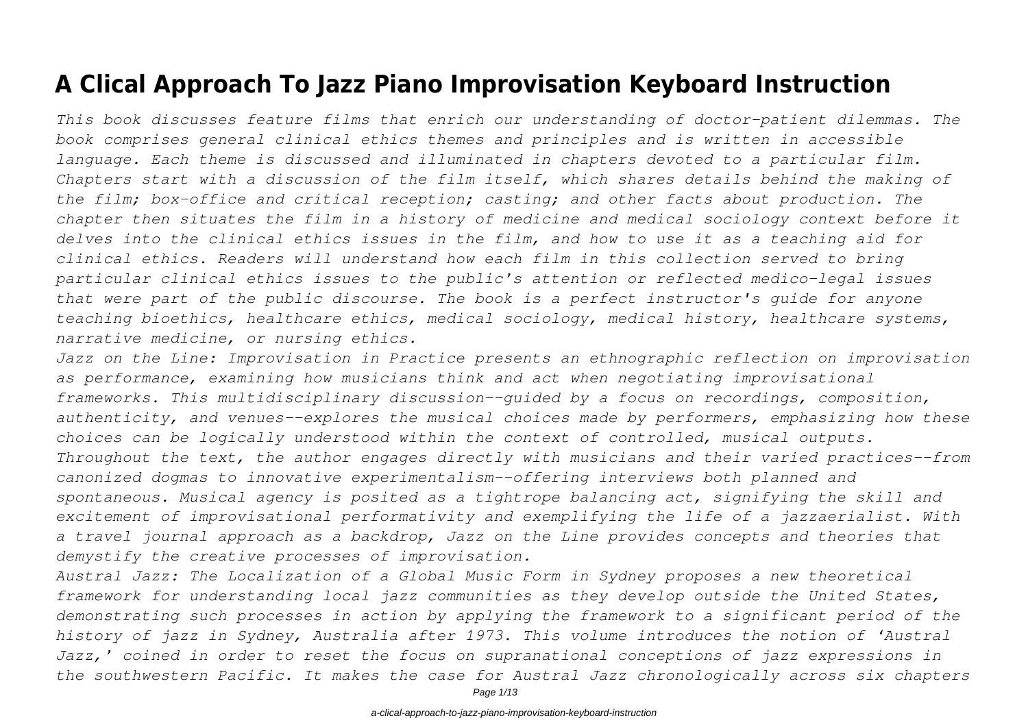# A Clical Approach To Jazz Piano Improvisation Keyboard Instruction

*This book discusses feature films that enrich our understanding of doctor-patient dilemmas. The book comprises general clinical ethics themes and principles and is written in accessible language. Each theme is discussed and illuminated in chapters devoted to a particular film. Chapters start with a discussion of the film itself, which shares details behind the making of the film; box-office and critical reception; casting; and other facts about production. The chapter then situates the film in a history of medicine and medical sociology context before it delves into the clinical ethics issues in the film, and how to use it as a teaching aid for clinical ethics. Readers will understand how each film in this collection served to bring particular clinical ethics issues to the public's attention or reflected medico-legal issues that were part of the public discourse. The book is a perfect instructor's guide for anyone teaching bioethics, healthcare ethics, medical sociology, medical history, healthcare systems, narrative medicine, or nursing ethics.*

*Jazz on the Line: Improvisation in Practice presents an ethnographic reflection on improvisation as performance, examining how musicians think and act when negotiating improvisational frameworks. This multidisciplinary discussion--guided by a focus on recordings, composition, authenticity, and venues--explores the musical choices made by performers, emphasizing how these choices can be logically understood within the context of controlled, musical outputs. Throughout the text, the author engages directly with musicians and their varied practices--from canonized dogmas to innovative experimentalism--offering interviews both planned and spontaneous. Musical agency is posited as a tightrope balancing act, signifying the skill and excitement of improvisational performativity and exemplifying the life of a jazzaerialist. With a travel journal approach as a backdrop, Jazz on the Line provides concepts and theories that demystify the creative processes of improvisation.*

*Austral Jazz: The Localization of a Global Music Form in Sydney proposes a new theoretical framework for understanding local jazz communities as they develop outside the United States, demonstrating such processes in action by applying the framework to a significant period of the history of jazz in Sydney, Australia after 1973. This volume introduces the notion of 'Austral Jazz,' coined in order to reset the focus on supranational conceptions of jazz expressions in the southwestern Pacific. It makes the case for Austral Jazz chronologically across six chapters*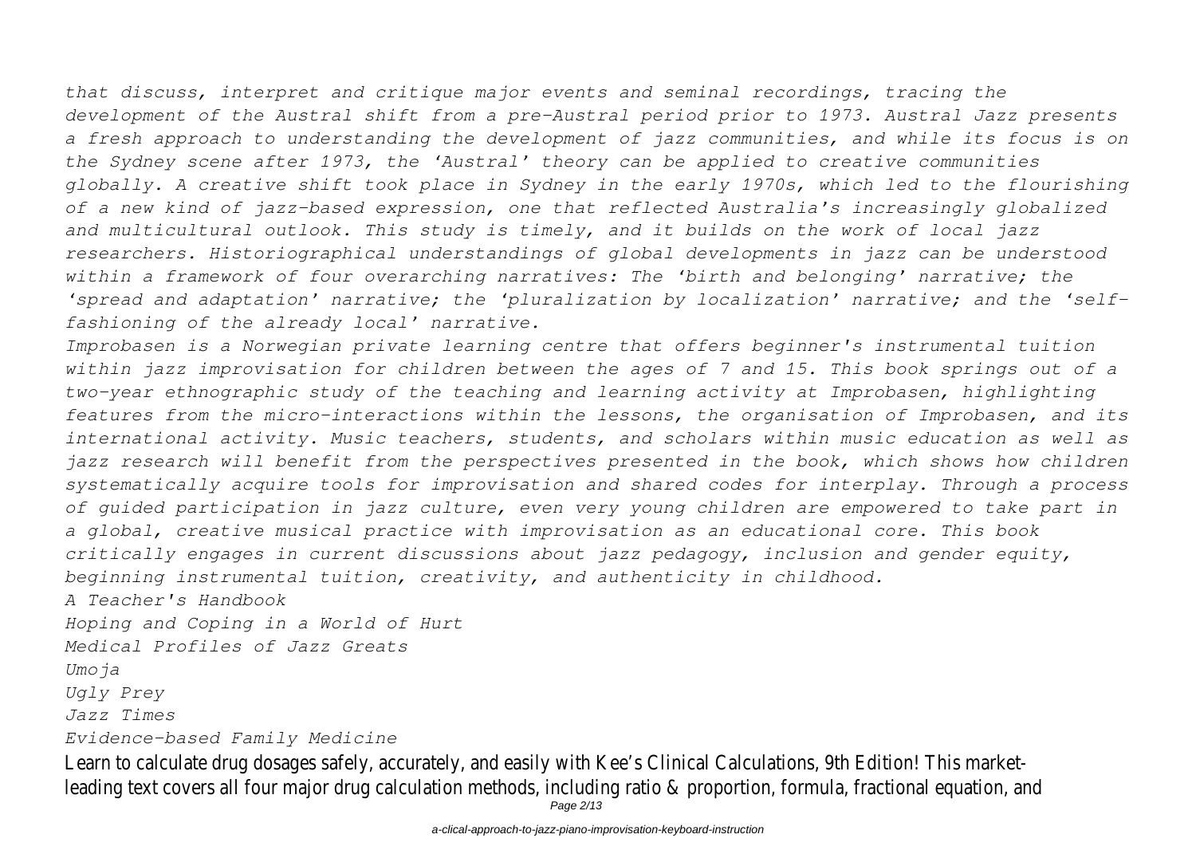*that discuss, interpret and critique major events and seminal recordings, tracing the development of the Austral shift from a pre-Austral period prior to 1973. Austral Jazz presents a fresh approach to understanding the development of jazz communities, and while its focus is on the Sydney scene after 1973, the 'Austral' theory can be applied to creative communities globally. A creative shift took place in Sydney in the early 1970s, which led to the flourishing of a new kind of jazz-based expression, one that reflected Australia's increasingly globalized and multicultural outlook. This study is timely, and it builds on the work of local jazz researchers. Historiographical understandings of global developments in jazz can be understood within a framework of four overarching narratives: The 'birth and belonging' narrative; the 'spread and adaptation' narrative; the 'pluralization by localization' narrative; and the 'self-fashioning of the already local' narrative.*

*Improbasen is a Norwegian private learning centre that offers beginner's instrumental tuition within jazz improvisation for children between the ages of 7 and 15. This book springs out of a two-year ethnographic study of the teaching and learning activity at Improbasen, highlighting features from the micro-interactions within the lessons, the organisation of Improbasen, and its international activity. Music teachers, students, and scholars within music education as well as jazz research will benefit from the perspectives presented in the book, which shows how children systematically acquire tools for improvisation and shared codes for interplay. Through a process of guided participation in jazz culture, even very young children are empowered to take part in a global, creative musical practice with improvisation as an educational core. This book critically engages in current discussions about jazz pedagogy, inclusion and gender equity, beginning instrumental tuition, creativity, and authenticity in childhood.*

*A Teacher's Handbook*

*Hoping and Coping in a World of Hurt*

*Medical Profiles of Jazz Greats*

*Umoja*

*Ugly Prey*

*Jazz Times*

*Evidence-based Family Medicine*

Learn to calculate drug dosages safely, accurately, and easily with Kee's Clinical Calculations, 9th Edition! This market-leading text covers all four major drug calculation methods, including ratio & proportion, formula, fractional equation, and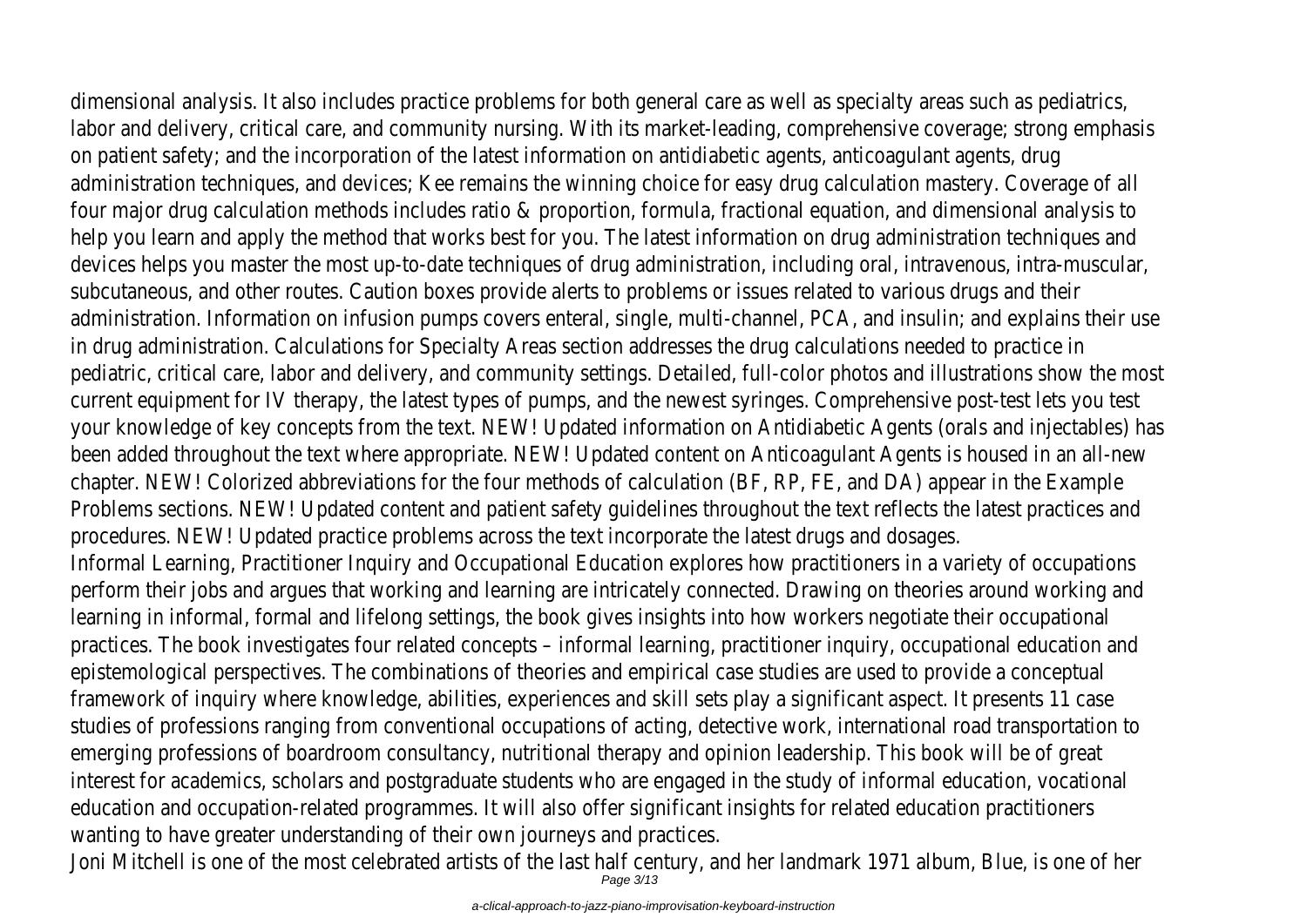dimensional analysis. It also includes practice problems for both general care as well as specialty areas such as pediatrics, labor and delivery, critical care, and community nursing. With its market-leading, comprehensive coverage; strong emphasis on patient safety; and the incorporation of the latest information on antidiabetic agents, anticoagulant agents, drug administration techniques, and devices; Kee remains the winning choice for easy drug calculation mastery. Coverage of all four major drug calculation methods includes ratio & proportion, formula, fractional equation, and dimensional analysis to help you learn and apply the method that works best for you. The latest information on drug administration techniques and devices helps you master the most up-to-date techniques of drug administration, including oral, intravenous, intra-muscular, subcutaneous, and other routes. Caution boxes provide alerts to problems or issues related to various drugs and their administration. Information on infusion pumps covers enteral, single, multi-channel, PCA, and insulin; and explains their use in drug administration. Calculations for Specialty Areas section addresses the drug calculations needed to practice in pediatric, critical care, labor and delivery, and community settings. Detailed, full-color photos and illustrations show the most current equipment for IV therapy, the latest types of pumps, and the newest syringes. Comprehensive post-test lets you test your knowledge of key concepts from the text. NEW! Updated information on Antidiabetic Agents (orals and injectables) has been added throughout the text where appropriate. NEW! Updated content on Anticoagulant Agents is housed in an all-new chapter. NEW! Colorized abbreviations for the four methods of calculation (BF, RP, FE, and DA) appear in the Example Problems sections. NEW! Updated content and patient safety guidelines throughout the text reflects the latest practices and procedures. NEW! Updated practice problems across the text incorporate the latest drugs and dosages.

Informal Learning, Practitioner Inquiry and Occupational Education explores how practitioners in a variety of occupations perform their jobs and argues that working and learning are intricately connected. Drawing on theories around working and learning in informal, formal and lifelong settings, the book gives insights into how workers negotiate their occupational practices. The book investigates four related concepts – informal learning, practitioner inquiry, occupational education and epistemological perspectives. The combinations of theories and empirical case studies are used to provide a conceptual framework of inquiry where knowledge, abilities, experiences and skill sets play a significant aspect. It presents 11 case studies of professions ranging from conventional occupations of acting, detective work, international road transportation to emerging professions of boardroom consultancy, nutritional therapy and opinion leadership. This book will be of great interest for academics, scholars and postgraduate students who are engaged in the study of informal education, vocational education and occupation-related programmes. It will also offer significant insights for related education practitioners wanting to have greater understanding of their own journeys and practices.

Joni Mitchell is one of the most celebrated artists of the last half century, and her landmark 1971 album, Blue, is one of her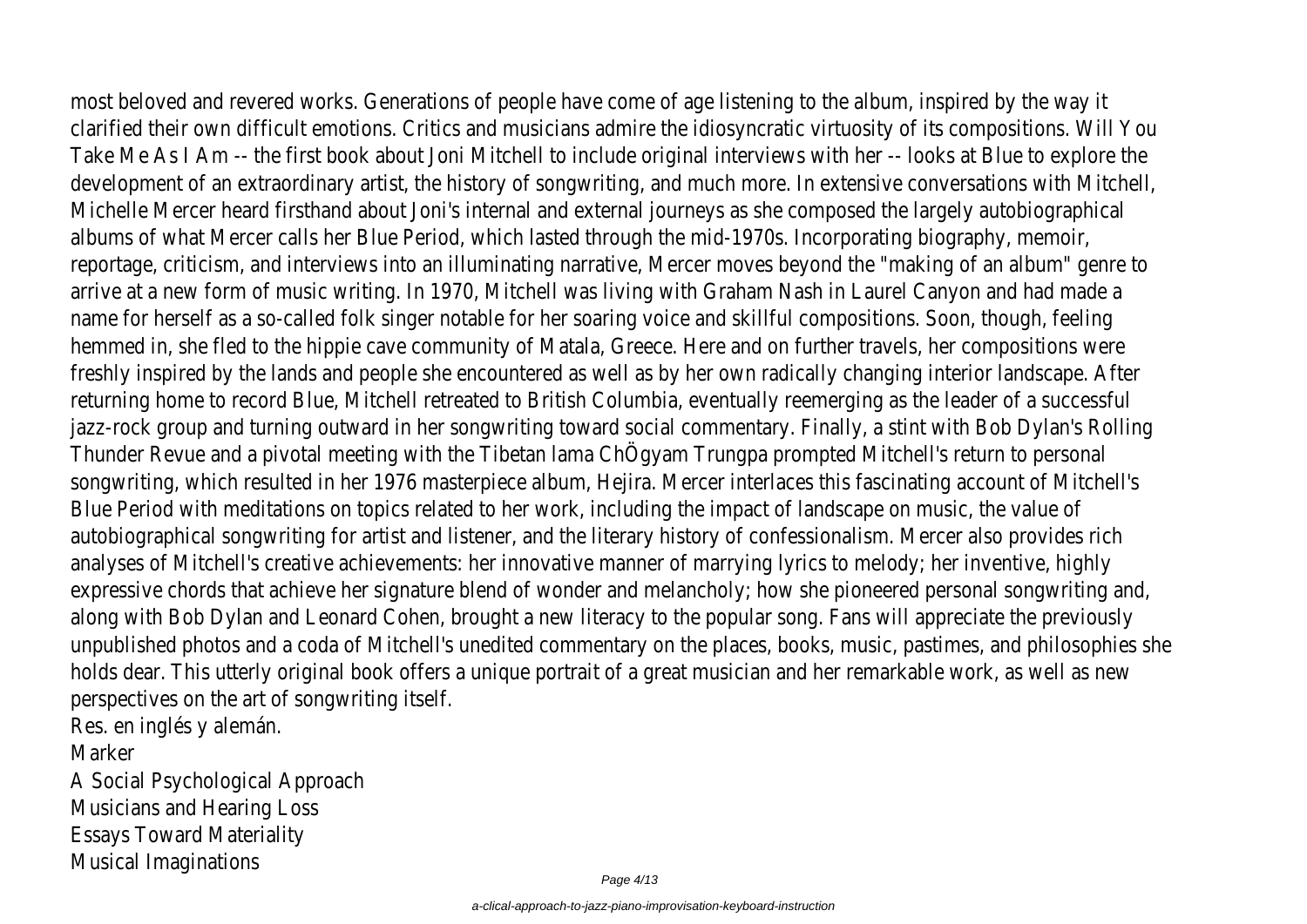most beloved and revered works. Generations of people have come of age listening to the album, inspired by the way it clarified their own difficult emotions. Critics and musicians admire the idiosyncratic virtuosity of its compositions. Will You Take Me As I Am -- the first book about Joni Mitchell to include original interviews with her -- looks at Blue to explore the development of an extraordinary artist, the history of songwriting, and much more. In extensive conversations with Mitchell, Michelle Mercer heard firsthand about Joni's internal and external journeys as she composed the largely autobiographical albums of what Mercer calls her Blue Period, which lasted through the mid-1970s. Incorporating biography, memoir, reportage, criticism, and interviews into an illuminating narrative, Mercer moves beyond the "making of an album" genre to arrive at a new form of music writing. In 1970, Mitchell was living with Graham Nash in Laurel Canyon and had made a name for herself as a so-called folk singer notable for her soaring voice and skillful compositions. Soon, though, feeling hemmed in, she fled to the hippie cave community of Matala, Greece. Here and on further travels, her compositions were freshly inspired by the lands and people she encountered as well as by her own radically changing interior landscape. After returning home to record Blue, Mitchell retreated to British Columbia, eventually reemerging as the leader of a successful jazz-rock group and turning outward in her songwriting toward social commentary. Finally, a stint with Bob Dylan's Rolling Thunder Revue and a pivotal meeting with the Tibetan lama ChÖgyam Trungpa prompted Mitchell's return to personal songwriting, which resulted in her 1976 masterpiece album, Hejira. Mercer interlaces this fascinating account of Mitchell's Blue Period with meditations on topics related to her work, including the impact of landscape on music, the value of autobiographical songwriting for artist and listener, and the literary history of confessionalism. Mercer also provides rich analyses of Mitchell's creative achievements: her innovative manner of marrying lyrics to melody; her inventive, highly expressive chords that achieve her signature blend of wonder and melancholy; how she pioneered personal songwriting and, along with Bob Dylan and Leonard Cohen, brought a new literacy to the popular song. Fans will appreciate the previously unpublished photos and a coda of Mitchell's unedited commentary on the places, books, music, pastimes, and philosophies she holds dear. This utterly original book offers a unique portrait of a great musician and her remarkable work, as well as new perspectives on the art of songwriting itself.

Res. en inglés y alemán.

Marker

A Social Psychological Approach

Musicians and Hearing Loss

Essays Toward Materiality

Musical Imaginations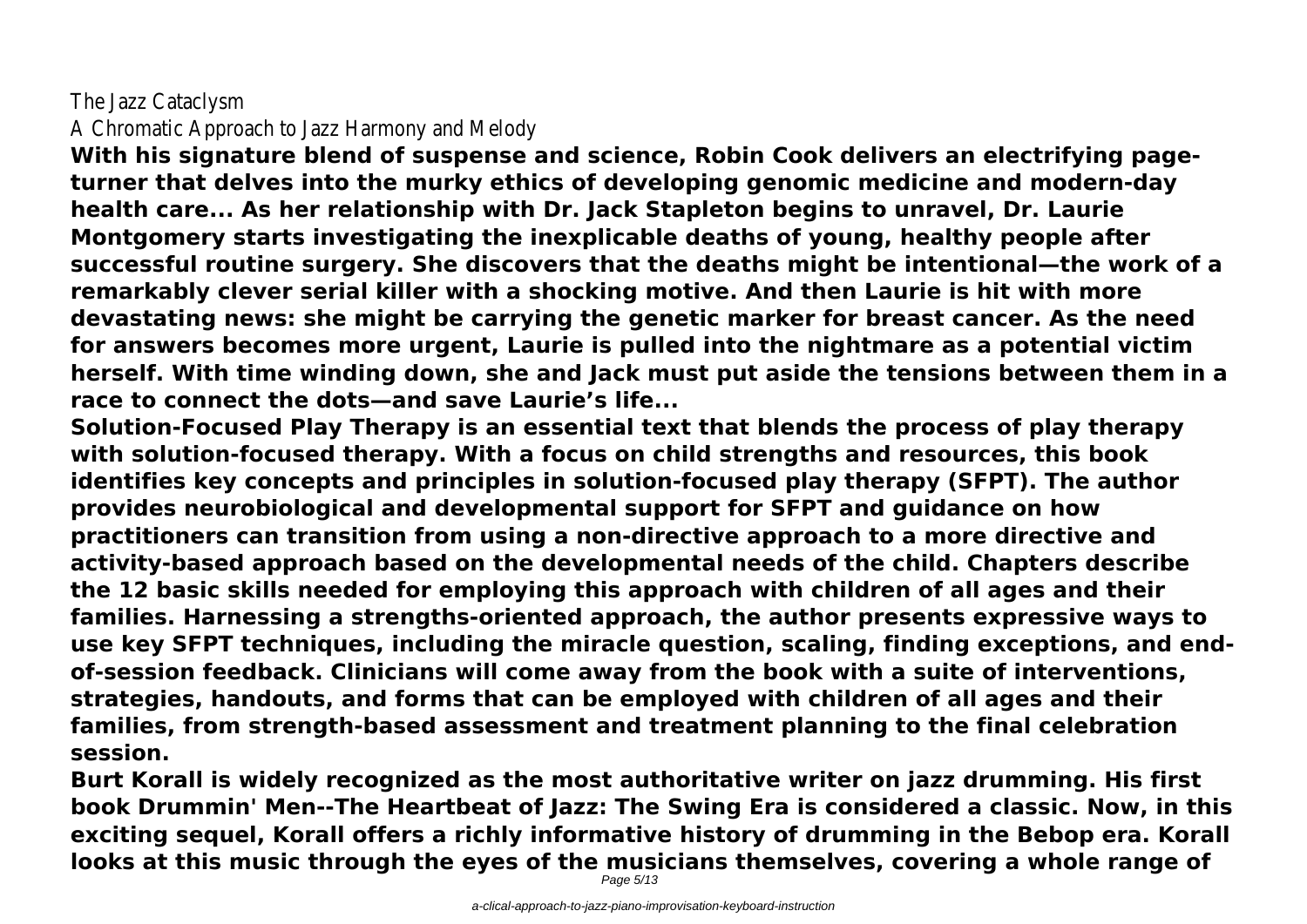The Jazz Cataclysm

A Chromatic Approach to Jazz Harmony and Melody

**With his signature blend of suspense and science, Robin Cook delivers an electrifying page-turner that delves into the murky ethics of developing genomic medicine and modern-day health care... As her relationship with Dr. Jack Stapleton begins to unravel, Dr. Laurie Montgomery starts investigating the inexplicable deaths of young, healthy people after successful routine surgery. She discovers that the deaths might be intentional—the work of a remarkably clever serial killer with a shocking motive. And then Laurie is hit with more devastating news: she might be carrying the genetic marker for breast cancer. As the need for answers becomes more urgent, Laurie is pulled into the nightmare as a potential victim herself. With time winding down, she and Jack must put aside the tensions between them in a race to connect the dots—and save Laurie's life...**

**Solution-Focused Play Therapy is an essential text that blends the process of play therapy with solution-focused therapy. With a focus on child strengths and resources, this book identifies key concepts and principles in solution-focused play therapy (SFPT). The author provides neurobiological and developmental support for SFPT and guidance on how practitioners can transition from using a non-directive approach to a more directive and activity-based approach based on the developmental needs of the child. Chapters describe the 12 basic skills needed for employing this approach with children of all ages and their families. Harnessing a strengths-oriented approach, the author presents expressive ways to use key SFPT techniques, including the miracle question, scaling, finding exceptions, and end-of-session feedback. Clinicians will come away from the book with a suite of interventions, strategies, handouts, and forms that can be employed with children of all ages and their families, from strength-based assessment and treatment planning to the final celebration session.**

**Burt Korall is widely recognized as the most authoritative writer on jazz drumming. His first book Drummin' Men--The Heartbeat of Jazz: The Swing Era is considered a classic. Now, in this exciting sequel, Korall offers a richly informative history of drumming in the Bebop era. Korall looks at this music through the eyes of the musicians themselves, covering a whole range of**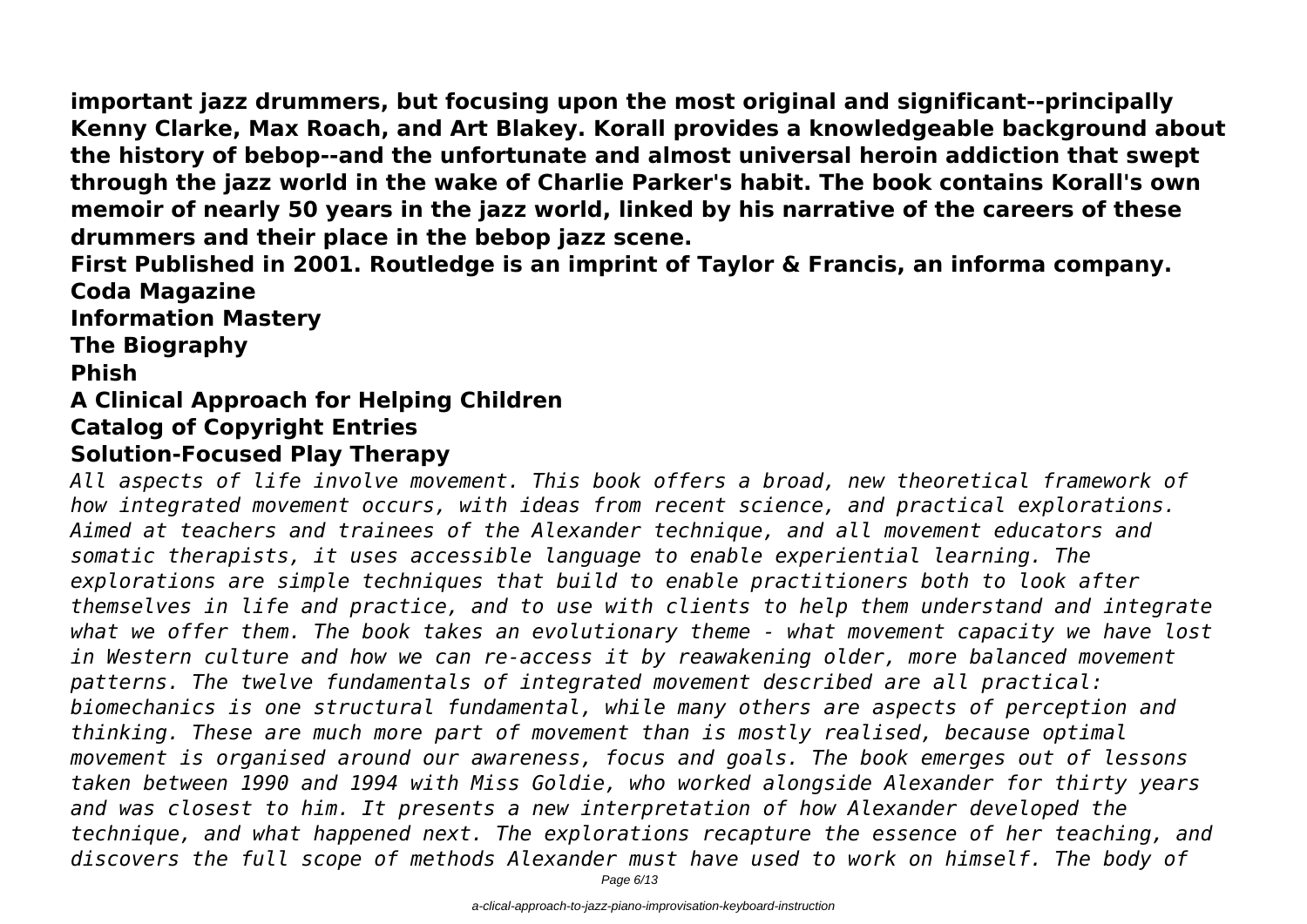**important jazz drummers, but focusing upon the most original and significant--principally Kenny Clarke, Max Roach, and Art Blakey. Korall provides a knowledgeable background about the history of bebop--and the unfortunate and almost universal heroin addiction that swept through the jazz world in the wake of Charlie Parker's habit. The book contains Korall's own memoir of nearly 50 years in the jazz world, linked by his narrative of the careers of these drummers and their place in the bebop jazz scene.**

**First Published in 2001. Routledge is an imprint of Taylor & Francis, an informa company.**

## Coda Magazine

## Information Mastery

## The Biography

## Phish

## A Clinical Approach for Helping Children

## Catalog of Copyright Entries

## Solution-Focused Play Therapy

*All aspects of life involve movement. This book offers a broad, new theoretical framework of how integrated movement occurs, with ideas from recent science, and practical explorations. Aimed at teachers and trainees of the Alexander technique, and all movement educators and somatic therapists, it uses accessible language to enable experiential learning. The explorations are simple techniques that build to enable practitioners both to look after themselves in life and practice, and to use with clients to help them understand and integrate what we offer them. The book takes an evolutionary theme - what movement capacity we have lost in Western culture and how we can re-access it by reawakening older, more balanced movement patterns. The twelve fundamentals of integrated movement described are all practical: biomechanics is one structural fundamental, while many others are aspects of perception and thinking. These are much more part of movement than is mostly realised, because optimal movement is organised around our awareness, focus and goals. The book emerges out of lessons taken between 1990 and 1994 with Miss Goldie, who worked alongside Alexander for thirty years and was closest to him. It presents a new interpretation of how Alexander developed the technique, and what happened next. The explorations recapture the essence of her teaching, and discovers the full scope of methods Alexander must have used to work on himself. The body of*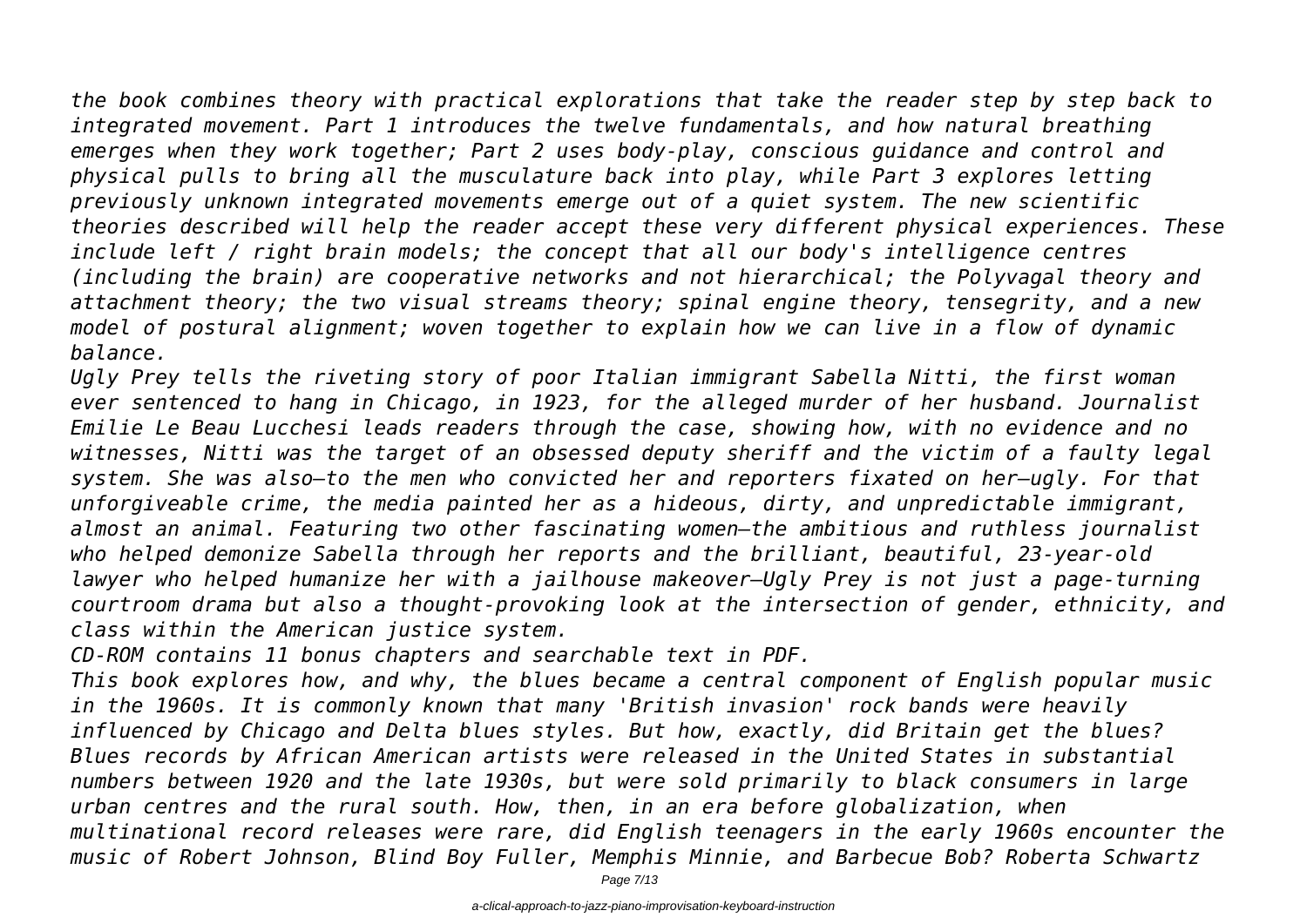*the book combines theory with practical explorations that take the reader step by step back to integrated movement. Part 1 introduces the twelve fundamentals, and how natural breathing emerges when they work together; Part 2 uses body-play, conscious guidance and control and physical pulls to bring all the musculature back into play, while Part 3 explores letting previously unknown integrated movements emerge out of a quiet system. The new scientific theories described will help the reader accept these very different physical experiences. These include left / right brain models; the concept that all our body's intelligence centres (including the brain) are cooperative networks and not hierarchical; the Polyvagal theory and attachment theory; the two visual streams theory; spinal engine theory, tensegrity, and a new model of postural alignment; woven together to explain how we can live in a flow of dynamic balance.*

*Ugly Prey tells the riveting story of poor Italian immigrant Sabella Nitti, the first woman ever sentenced to hang in Chicago, in 1923, for the alleged murder of her husband. Journalist Emilie Le Beau Lucchesi leads readers through the case, showing how, with no evidence and no witnesses, Nitti was the target of an obsessed deputy sheriff and the victim of a faulty legal system. She was also—to the men who convicted her and reporters fixated on her—ugly. For that unforgiveable crime, the media painted her as a hideous, dirty, and unpredictable immigrant, almost an animal. Featuring two other fascinating women—the ambitious and ruthless journalist who helped demonize Sabella through her reports and the brilliant, beautiful, 23-year-old lawyer who helped humanize her with a jailhouse makeover—Ugly Prey is not just a page-turning courtroom drama but also a thought-provoking look at the intersection of gender, ethnicity, and class within the American justice system.*

*CD-ROM contains 11 bonus chapters and searchable text in PDF.*

*This book explores how, and why, the blues became a central component of English popular music in the 1960s. It is commonly known that many 'British invasion' rock bands were heavily influenced by Chicago and Delta blues styles. But how, exactly, did Britain get the blues? Blues records by African American artists were released in the United States in substantial numbers between 1920 and the late 1930s, but were sold primarily to black consumers in large urban centres and the rural south. How, then, in an era before globalization, when multinational record releases were rare, did English teenagers in the early 1960s encounter the music of Robert Johnson, Blind Boy Fuller, Memphis Minnie, and Barbecue Bob? Roberta Schwartz*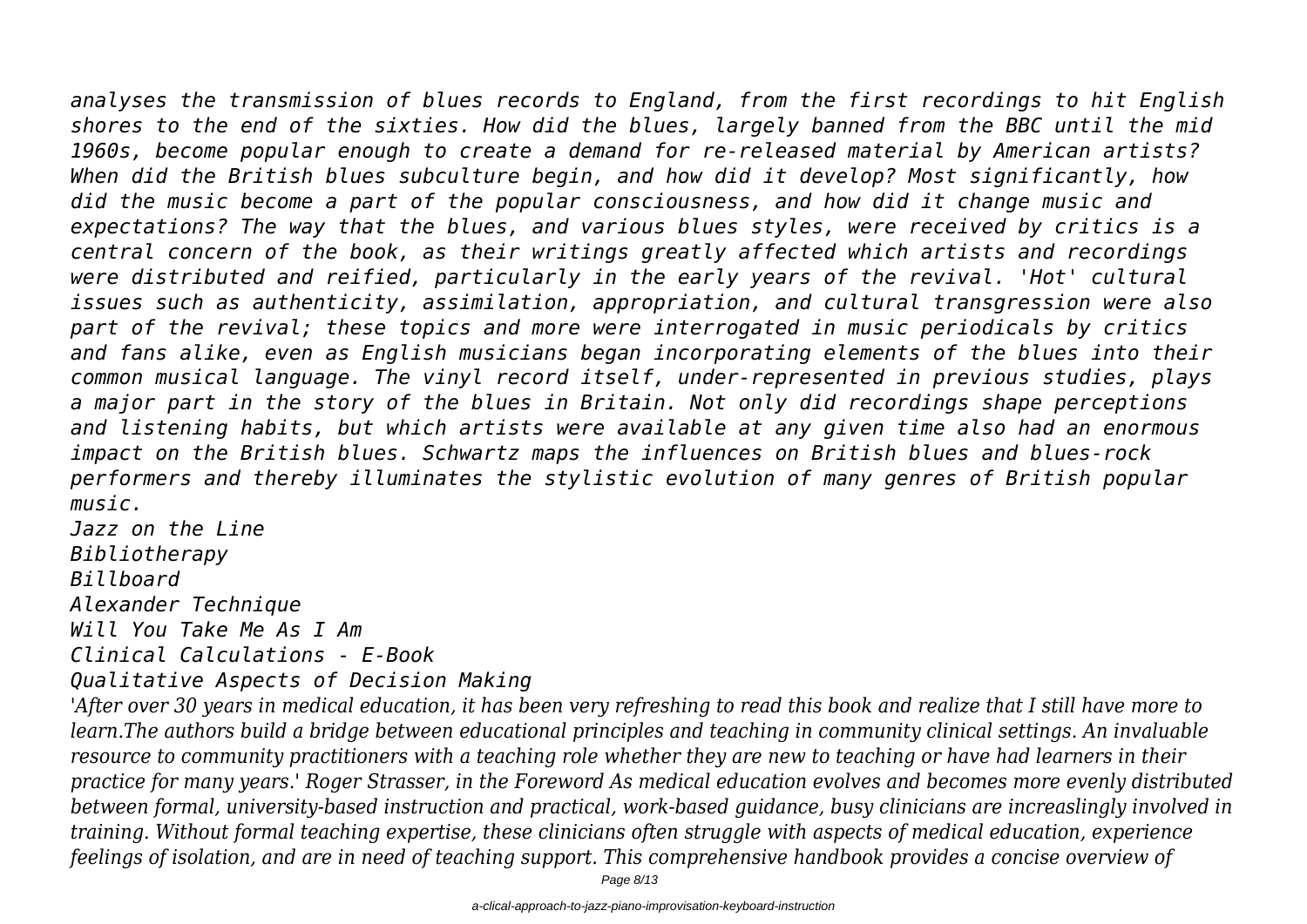*analyses the transmission of blues records to England, from the first recordings to hit English shores to the end of the sixties. How did the blues, largely banned from the BBC until the mid 1960s, become popular enough to create a demand for re-released material by American artists? When did the British blues subculture begin, and how did it develop? Most significantly, how did the music become a part of the popular consciousness, and how did it change music and expectations? The way that the blues, and various blues styles, were received by critics is a central concern of the book, as their writings greatly affected which artists and recordings were distributed and reified, particularly in the early years of the revival. 'Hot' cultural issues such as authenticity, assimilation, appropriation, and cultural transgression were also part of the revival; these topics and more were interrogated in music periodicals by critics and fans alike, even as English musicians began incorporating elements of the blues into their common musical language. The vinyl record itself, under-represented in previous studies, plays a major part in the story of the blues in Britain. Not only did recordings shape perceptions and listening habits, but which artists were available at any given time also had an enormous impact on the British blues. Schwartz maps the influences on British blues and blues-rock performers and thereby illuminates the stylistic evolution of many genres of British popular music.*

*Jazz on the Line*

*Bibliotherapy*

*Billboard*

*Alexander Technique*

*Will You Take Me As I Am*

*Clinical Calculations - E-Book*

*Qualitative Aspects of Decision Making*

*'After over 30 years in medical education, it has been very refreshing to read this book and realize that I still have more to learn.The authors build a bridge between educational principles and teaching in community clinical settings. An invaluable resource to community practitioners with a teaching role whether they are new to teaching or have had learners in their practice for many years.' Roger Strasser, in the Foreword As medical education evolves and becomes more evenly distributed between formal, university-based instruction and practical, work-based guidance, busy clinicians are increaslingly involved in training. Without formal teaching expertise, these clinicians often struggle with aspects of medical education, experience feelings of isolation, and are in need of teaching support. This comprehensive handbook provides a concise overview of*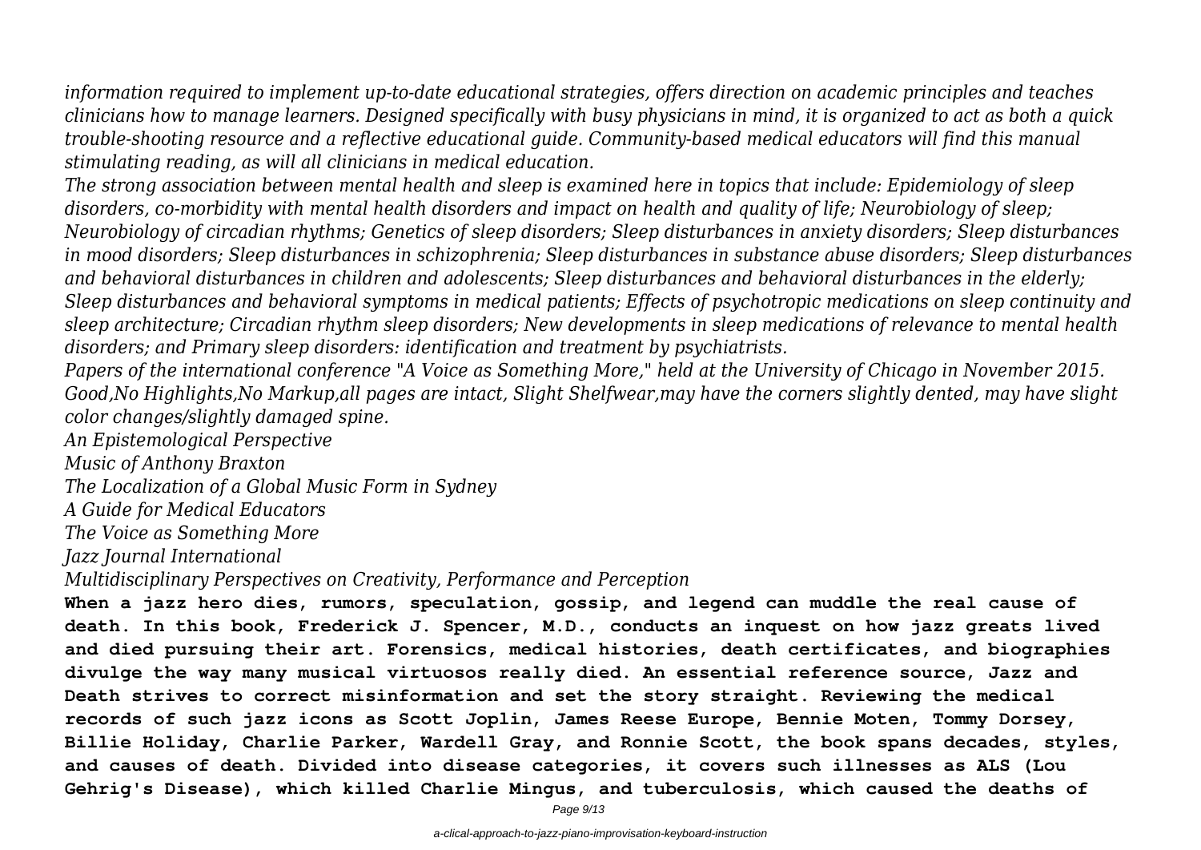*information required to implement up-to-date educational strategies, offers direction on academic principles and teaches clinicians how to manage learners. Designed specifically with busy physicians in mind, it is organized to act as both a quick trouble-shooting resource and a reflective educational guide. Community-based medical educators will find this manual stimulating reading, as will all clinicians in medical education.*

*The strong association between mental health and sleep is examined here in topics that include: Epidemiology of sleep disorders, co-morbidity with mental health disorders and impact on health and quality of life; Neurobiology of sleep; Neurobiology of circadian rhythms; Genetics of sleep disorders; Sleep disturbances in anxiety disorders; Sleep disturbances in mood disorders; Sleep disturbances in schizophrenia; Sleep disturbances in substance abuse disorders; Sleep disturbances and behavioral disturbances in children and adolescents; Sleep disturbances and behavioral disturbances in the elderly; Sleep disturbances and behavioral symptoms in medical patients; Effects of psychotropic medications on sleep continuity and sleep architecture; Circadian rhythm sleep disorders; New developments in sleep medications of relevance to mental health disorders; and Primary sleep disorders: identification and treatment by psychiatrists.*

*Papers of the international conference "A Voice as Something More," held at the University of Chicago in November 2015.*

*Good,No Highlights,No Markup,all pages are intact, Slight Shelfwear,may have the corners slightly dented, may have slight color changes/slightly damaged spine.*

*An Epistemological Perspective*

*Music of Anthony Braxton*

*The Localization of a Global Music Form in Sydney*

*A Guide for Medical Educators*

*The Voice as Something More*

*Jazz Journal International*

*Multidisciplinary Perspectives on Creativity, Performance and Perception*

**When a jazz hero dies, rumors, speculation, gossip, and legend can muddle the real cause of death. In this book, Frederick J. Spencer, M.D., conducts an inquest on how jazz greats lived and died pursuing their art. Forensics, medical histories, death certificates, and biographies divulge the way many musical virtuosos really died. An essential reference source, Jazz and Death strives to correct misinformation and set the story straight. Reviewing the medical records of such jazz icons as Scott Joplin, James Reese Europe, Bennie Moten, Tommy Dorsey, Billie Holiday, Charlie Parker, Wardell Gray, and Ronnie Scott, the book spans decades, styles, and causes of death. Divided into disease categories, it covers such illnesses as ALS (Lou Gehrig's Disease), which killed Charlie Mingus, and tuberculosis, which caused the deaths of**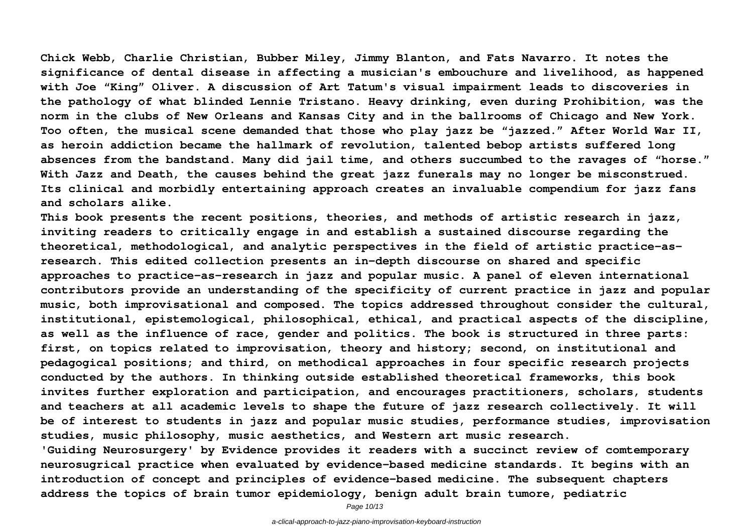**Chick Webb, Charlie Christian, Bubber Miley, Jimmy Blanton, and Fats Navarro. It notes the significance of dental disease in affecting a musician's embouchure and livelihood, as happened with Joe "King" Oliver. A discussion of Art Tatum's visual impairment leads to discoveries in the pathology of what blinded Lennie Tristano. Heavy drinking, even during Prohibition, was the norm in the clubs of New Orleans and Kansas City and in the ballrooms of Chicago and New York. Too often, the musical scene demanded that those who play jazz be "jazzed." After World War II, as heroin addiction became the hallmark of revolution, talented bebop artists suffered long absences from the bandstand. Many did jail time, and others succumbed to the ravages of "horse." With Jazz and Death, the causes behind the great jazz funerals may no longer be misconstrued. Its clinical and morbidly entertaining approach creates an invaluable compendium for jazz fans and scholars alike.**

**This book presents the recent positions, theories, and methods of artistic research in jazz, inviting readers to critically engage in and establish a sustained discourse regarding the theoretical, methodological, and analytic perspectives in the field of artistic practice-as-research. This edited collection presents an in-depth discourse on shared and specific approaches to practice-as-research in jazz and popular music. A panel of eleven international contributors provide an understanding of the specificity of current practice in jazz and popular music, both improvisational and composed. The topics addressed throughout consider the cultural, institutional, epistemological, philosophical, ethical, and practical aspects of the discipline, as well as the influence of race, gender and politics. The book is structured in three parts: first, on topics related to improvisation, theory and history; second, on institutional and pedagogical positions; and third, on methodical approaches in four specific research projects conducted by the authors. In thinking outside established theoretical frameworks, this book invites further exploration and participation, and encourages practitioners, scholars, students and teachers at all academic levels to shape the future of jazz research collectively. It will be of interest to students in jazz and popular music studies, performance studies, improvisation studies, music philosophy, music aesthetics, and Western art music research.**

**'Guiding Neurosurgery' by Evidence provides it readers with a succinct review of comtemporary neurosugrical practice when evaluated by evidence-based medicine standards. It begins with an introduction of concept and principles of evidence-based medicine. The subsequent chapters address the topics of brain tumor epidemiology, benign adult brain tumore, pediatric**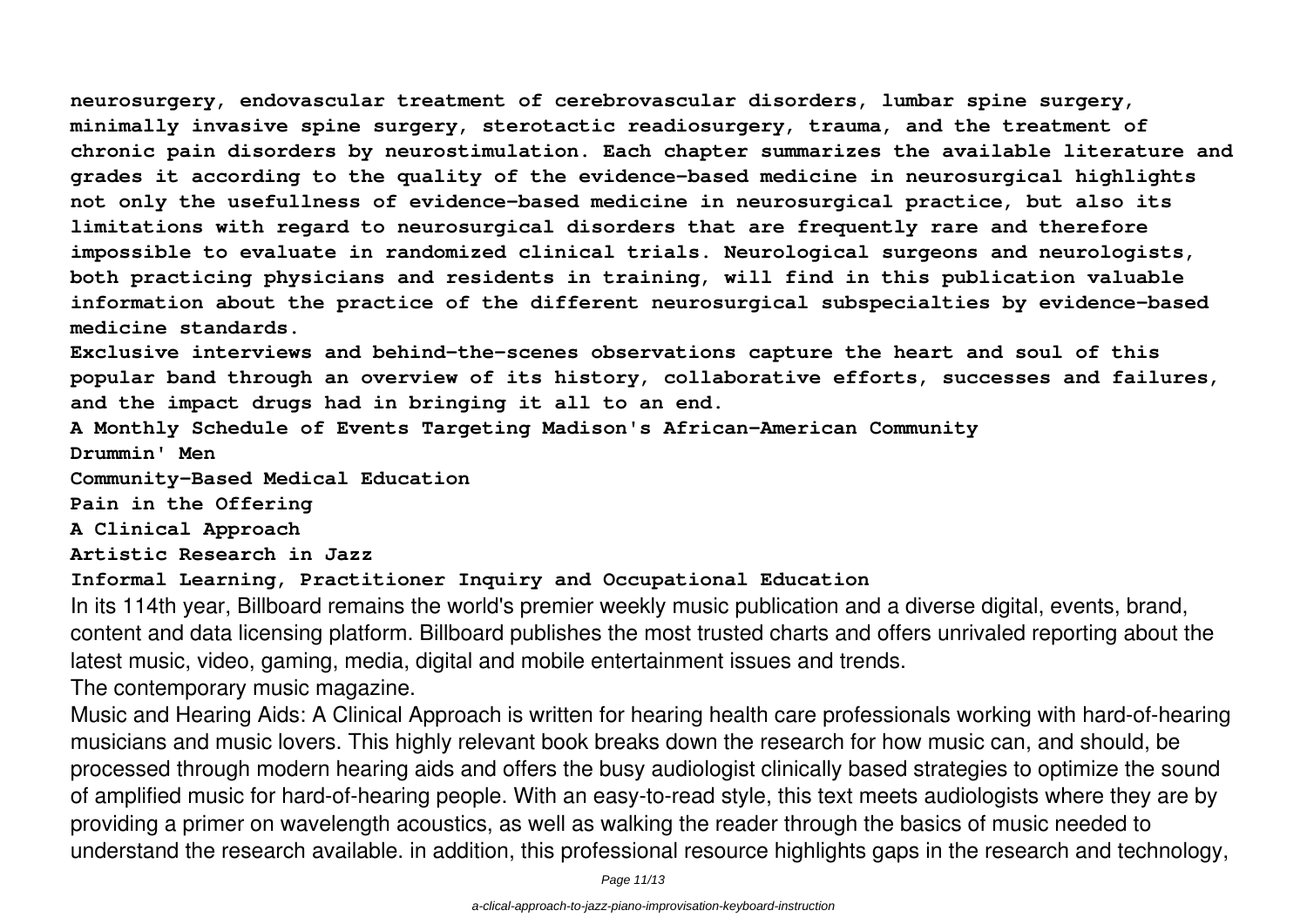**neurosurgery, endovascular treatment of cerebrovascular disorders, lumbar spine surgery, minimally invasive spine surgery, sterotactic readiosurgery, trauma, and the treatment of chronic pain disorders by neurostimulation. Each chapter summarizes the available literature and grades it according to the quality of the evidence-based medicine in neurosurgical highlights not only the usefullness of evidence-based medicine in neurosurgical practice, but also its limitations with regard to neurosurgical disorders that are frequently rare and therefore impossible to evaluate in randomized clinical trials. Neurological surgeons and neurologists, both practicing physicians and residents in training, will find in this publication valuable information about the practice of the different neurosurgical subspecialties by evidence-based medicine standards.**

**Exclusive interviews and behind-the-scenes observations capture the heart and soul of this popular band through an overview of its history, collaborative efforts, successes and failures, and the impact drugs had in bringing it all to an end.**

**A Monthly Schedule of Events Targeting Madison's African-American Community**

**Drummin' Men**

**Community-Based Medical Education**

**Pain in the Offering**

**A Clinical Approach**

**Artistic Research in Jazz**

**Informal Learning, Practitioner Inquiry and Occupational Education**

In its 114th year, Billboard remains the world's premier weekly music publication and a diverse digital, events, brand, content and data licensing platform. Billboard publishes the most trusted charts and offers unrivaled reporting about the latest music, video, gaming, media, digital and mobile entertainment issues and trends.

The contemporary music magazine.

Music and Hearing Aids: A Clinical Approach is written for hearing health care professionals working with hard-of-hearing musicians and music lovers. This highly relevant book breaks down the research for how music can, and should, be processed through modern hearing aids and offers the busy audiologist clinically based strategies to optimize the sound of amplified music for hard-of-hearing people. With an easy-to-read style, this text meets audiologists where they are by providing a primer on wavelength acoustics, as well as walking the reader through the basics of music needed to understand the research available. in addition, this professional resource highlights gaps in the research and technology,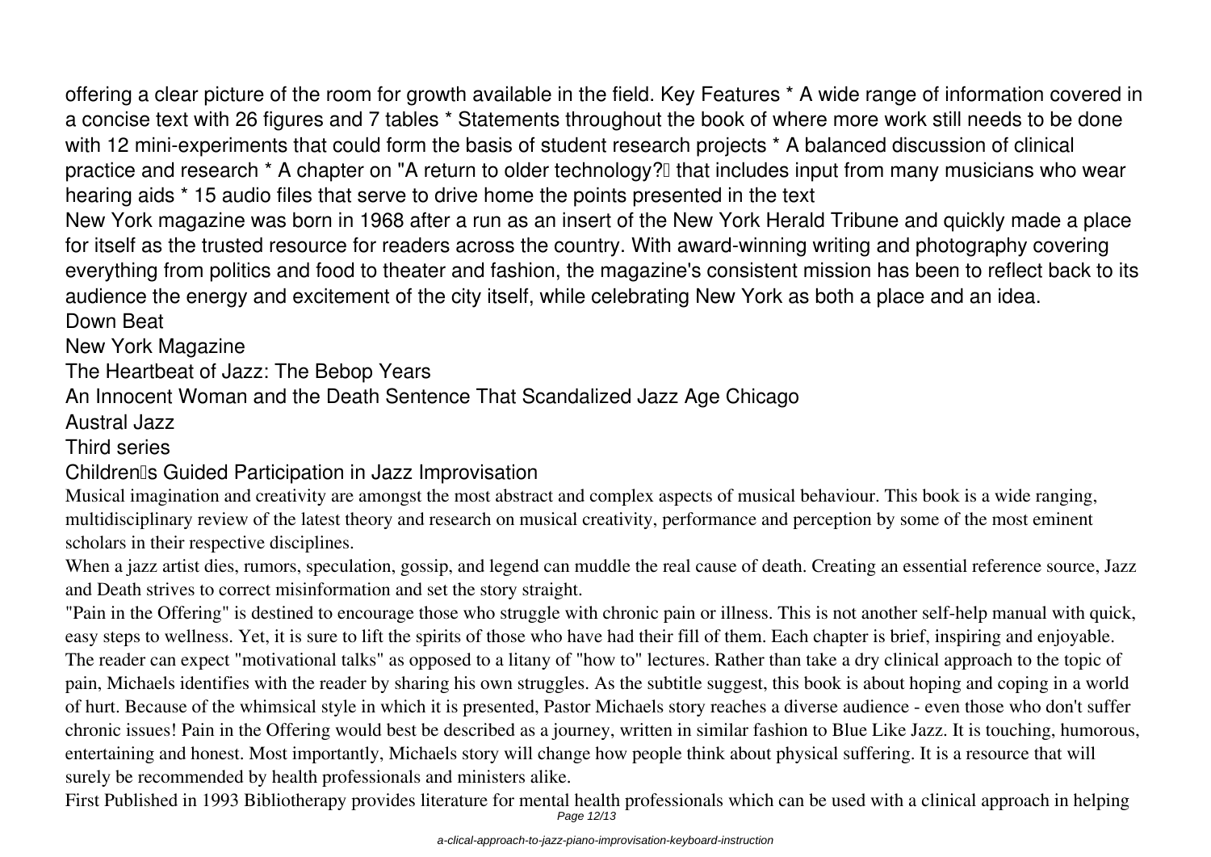offering a clear picture of the room for growth available in the field. Key Features * A wide range of information covered in a concise text with 26 figures and 7 tables * Statements throughout the book of where more work still needs to be done with 12 mini-experiments that could form the basis of student research projects * A balanced discussion of clinical practice and research * A chapter on "A return to older technology?" that includes input from many musicians who wear hearing aids * 15 audio files that serve to drive home the points presented in the text

New York magazine was born in 1968 after a run as an insert of the New York Herald Tribune and quickly made a place for itself as the trusted resource for readers across the country. With award-winning writing and photography covering everything from politics and food to theater and fashion, the magazine's consistent mission has been to reflect back to its audience the energy and excitement of the city itself, while celebrating New York as both a place and an idea.

Down Beat

New York Magazine

The Heartbeat of Jazz: The Bebop Years

An Innocent Woman and the Death Sentence That Scandalized Jazz Age Chicago

Austral Jazz

Third series

Children's Guided Participation in Jazz Improvisation

Musical imagination and creativity are amongst the most abstract and complex aspects of musical behaviour. This book is a wide ranging, multidisciplinary review of the latest theory and research on musical creativity, performance and perception by some of the most eminent scholars in their respective disciplines.

When a jazz artist dies, rumors, speculation, gossip, and legend can muddle the real cause of death. Creating an essential reference source, Jazz and Death strives to correct misinformation and set the story straight.

"Pain in the Offering" is destined to encourage those who struggle with chronic pain or illness. This is not another self-help manual with quick, easy steps to wellness. Yet, it is sure to lift the spirits of those who have had their fill of them. Each chapter is brief, inspiring and enjoyable. The reader can expect "motivational talks" as opposed to a litany of "how to" lectures. Rather than take a dry clinical approach to the topic of pain, Michaels identifies with the reader by sharing his own struggles. As the subtitle suggest, this book is about hoping and coping in a world of hurt. Because of the whimsical style in which it is presented, Pastor Michaels story reaches a diverse audience - even those who don't suffer chronic issues! Pain in the Offering would best be described as a journey, written in similar fashion to Blue Like Jazz. It is touching, humorous, entertaining and honest. Most importantly, Michaels story will change how people think about physical suffering. It is a resource that will surely be recommended by health professionals and ministers alike.

First Published in 1993 Bibliotherapy provides literature for mental health professionals which can be used with a clinical approach in helping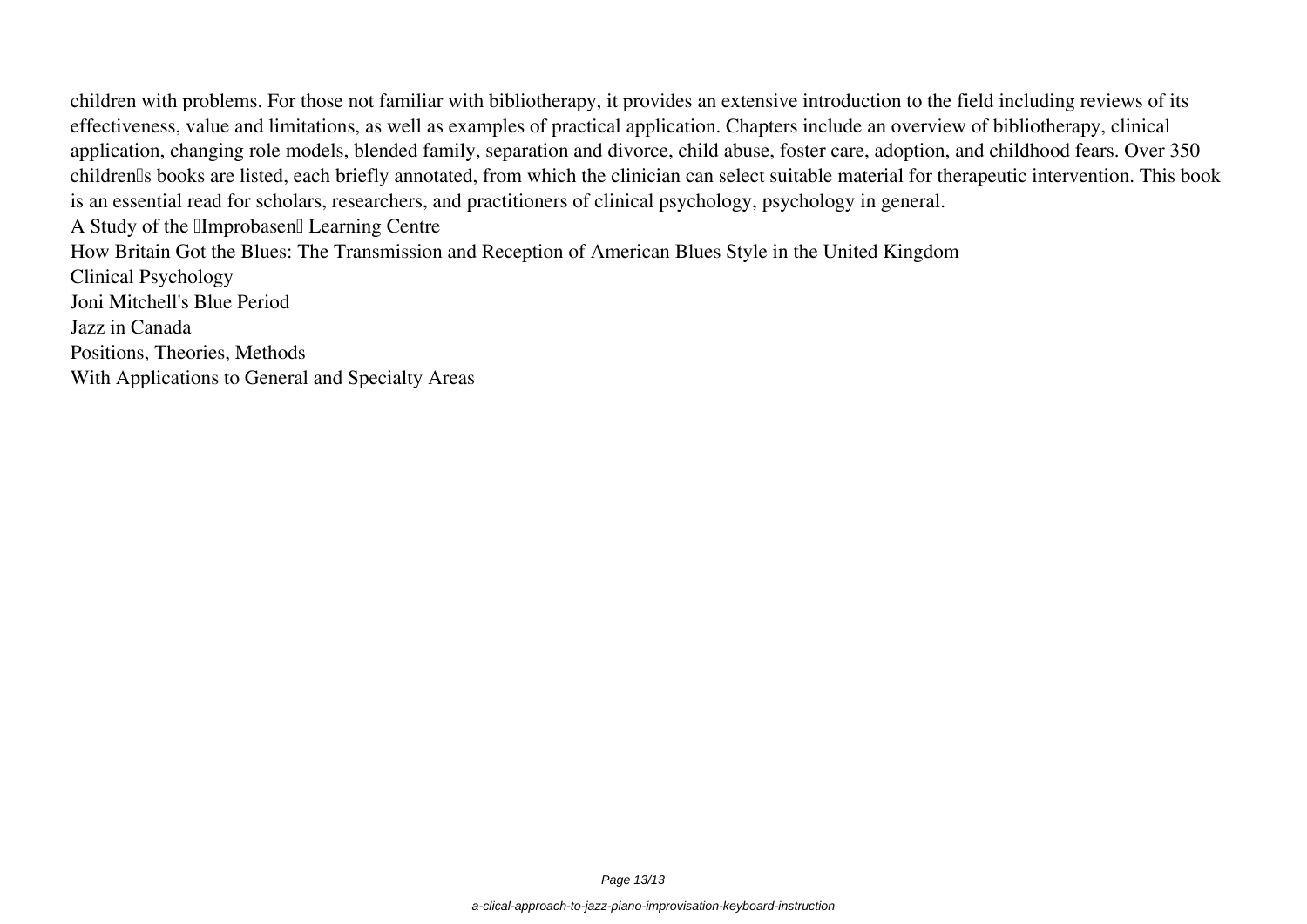children with problems. For those not familiar with bibliotherapy, it provides an extensive introduction to the field including reviews of its effectiveness, value and limitations, as well as examples of practical application. Chapters include an overview of bibliotherapy, clinical application, changing role models, blended family, separation and divorce, child abuse, foster care, adoption, and childhood fears. Over 350 children's books are listed, each briefly annotated, from which the clinician can select suitable material for therapeutic intervention. This book is an essential read for scholars, researchers, and practitioners of clinical psychology, psychology in general.

A Study of the 'Improbasen' Learning Centre

How Britain Got the Blues: The Transmission and Reception of American Blues Style in the United Kingdom

Clinical Psychology

Joni Mitchell's Blue Period

Jazz in Canada

Positions, Theories, Methods

With Applications to General and Specialty Areas